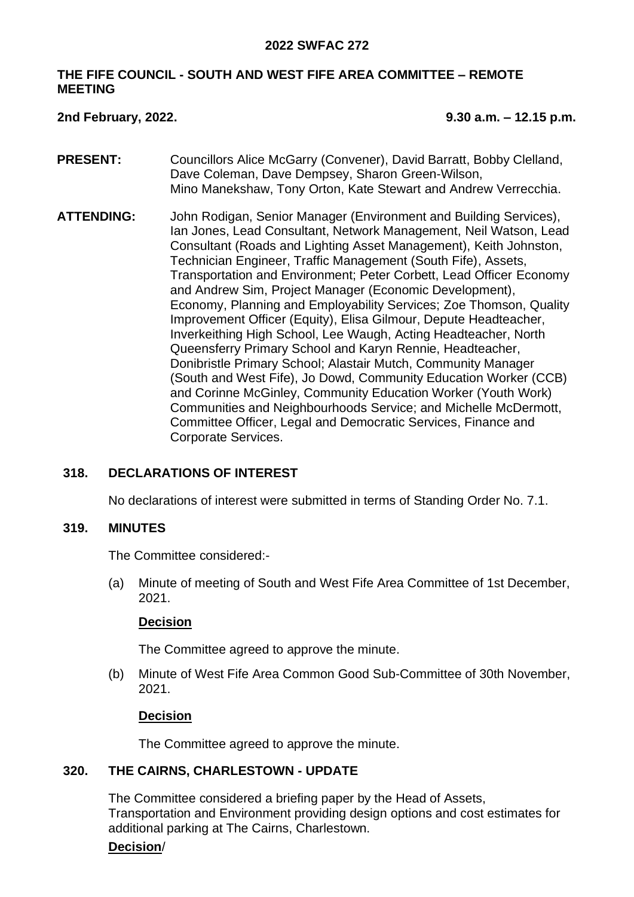**2022 SWFAC 272**

**THE FIFE COUNCIL - SOUTH AND WEST FIFE AREA COMMITTEE – REMOTE MEETING**

**2nd February, 2022. 9.30 a.m. – 12.15 p.m.**

**PRESENT:** Councillors Alice McGarry (Convener), David Barratt, Bobby Clelland, Dave Coleman, Dave Dempsey, Sharon Green-Wilson, Mino Manekshaw, Tony Orton, Kate Stewart and Andrew Verrecchia.

**ATTENDING:** John Rodigan, Senior Manager (Environment and Building Services), Ian Jones, Lead Consultant, Network Management, Neil Watson, Lead Consultant (Roads and Lighting Asset Management), Keith Johnston, Technician Engineer, Traffic Management (South Fife), Assets, Transportation and Environment; Peter Corbett, Lead Officer Economy and Andrew Sim, Project Manager (Economic Development), Economy, Planning and Employability Services; Zoe Thomson, Quality Improvement Officer (Equity), Elisa Gilmour, Depute Headteacher, Inverkeithing High School, Lee Waugh, Acting Headteacher, North Queensferry Primary School and Karyn Rennie, Headteacher, Donibristle Primary School; Alastair Mutch, Community Manager (South and West Fife), Jo Dowd, Community Education Worker (CCB) and Corinne McGinley, Community Education Worker (Youth Work) Communities and Neighbourhoods Service; and Michelle McDermott, Committee Officer, Legal and Democratic Services, Finance and Corporate Services.

## 318. DECLARATIONS OF INTEREST

No declarations of interest were submitted in terms of Standing Order No. 7.1.

## 319. MINUTES

The Committee considered:-

(a) Minute of meeting of South and West Fife Area Committee of 1st December, 2021.

**Decision**

The Committee agreed to approve the minute.

(b) Minute of West Fife Area Common Good Sub-Committee of 30th November, 2021.

**Decision**

The Committee agreed to approve the minute.

## 320. THE CAIRNS, CHARLESTOWN - UPDATE

The Committee considered a briefing paper by the Head of Assets, Transportation and Environment providing design options and cost estimates for additional parking at The Cairns, Charlestown.

**Decision**/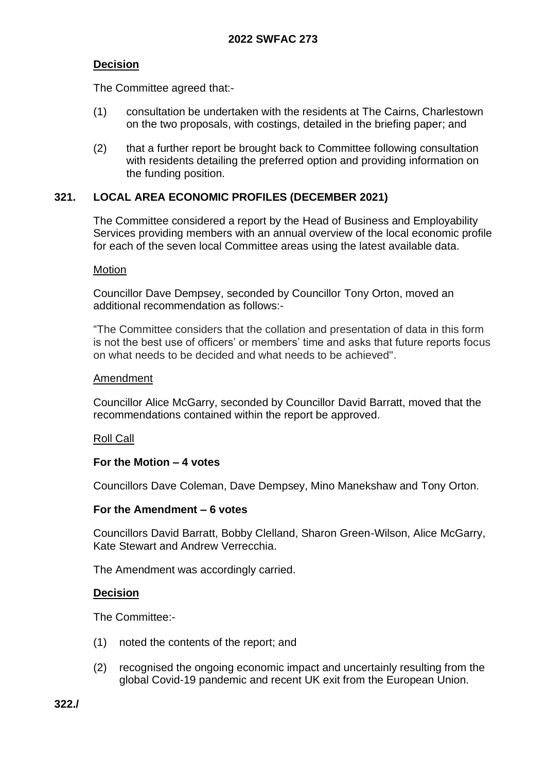**Decision**

The Committee agreed that:-

(1) consultation be undertaken with the residents at The Cairns, Charlestown on the two proposals, with costings, detailed in the briefing paper; and

(2) that a further report be brought back to Committee following consultation with residents detailing the preferred option and providing information on the funding position.

## 321. LOCAL AREA ECONOMIC PROFILES (DECEMBER 2021)

The Committee considered a report by the Head of Business and Employability Services providing members with an annual overview of the local economic profile for each of the seven local Committee areas using the latest available data.

Motion

Councillor Dave Dempsey, seconded by Councillor Tony Orton, moved an additional recommendation as follows:-

"The Committee considers that the collation and presentation of data in this form is not the best use of officers' or members' time and asks that future reports focus on what needs to be decided and what needs to be achieved".

Amendment

Councillor Alice McGarry, seconded by Councillor David Barratt, moved that the recommendations contained within the report be approved.

Roll Call

**For the Motion – 4 votes**

Councillors Dave Coleman, Dave Dempsey, Mino Manekshaw and Tony Orton.

**For the Amendment – 6 votes**

Councillors David Barratt, Bobby Clelland, Sharon Green-Wilson, Alice McGarry, Kate Stewart and Andrew Verrecchia.

The Amendment was accordingly carried.

**Decision**

The Committee:-

(1) noted the contents of the report; and

(2) recognised the ongoing economic impact and uncertainly resulting from the global Covid-19 pandemic and recent UK exit from the European Union.

**322./**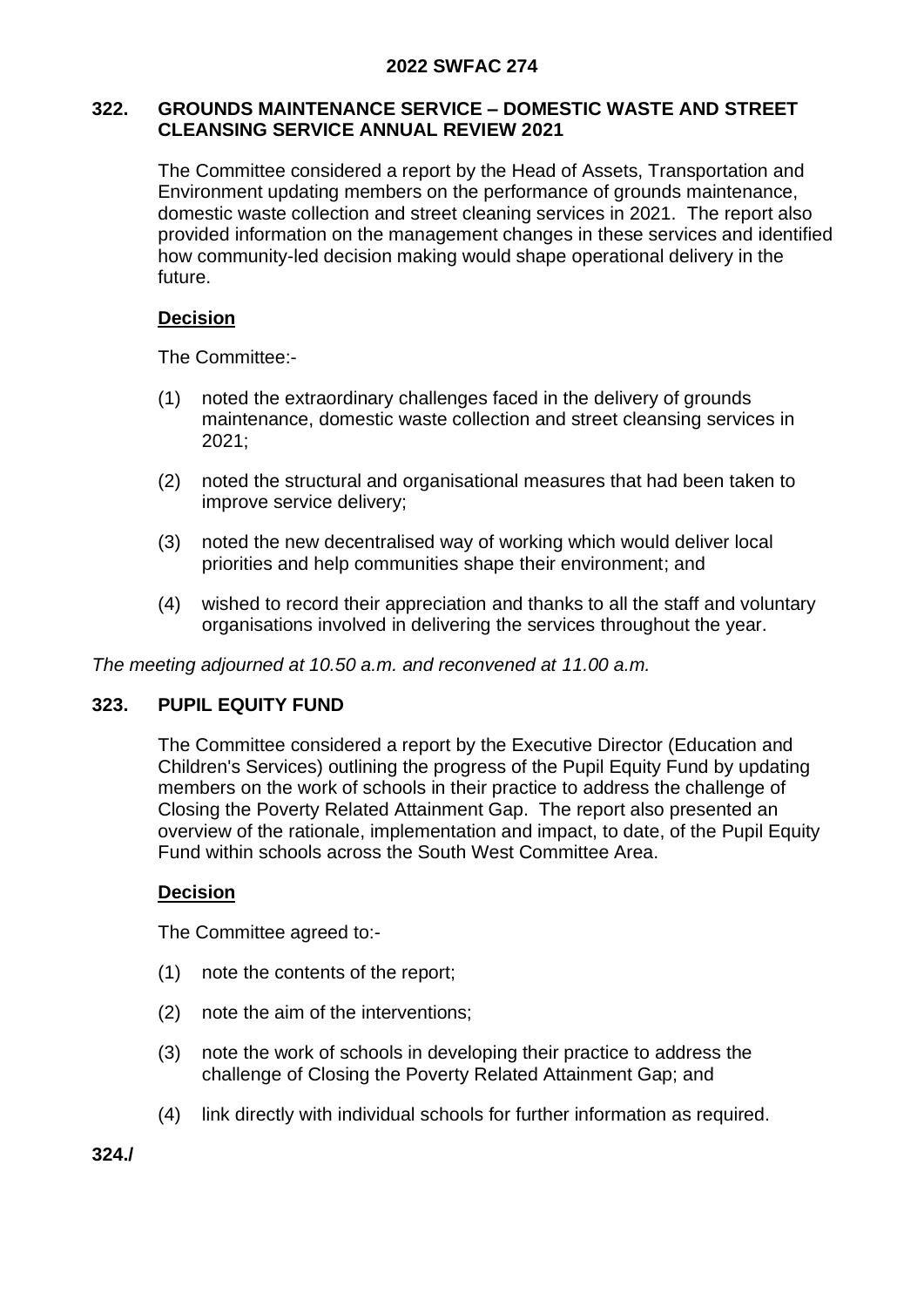## 322. GROUNDS MAINTENANCE SERVICE – DOMESTIC WASTE AND STREET CLEANSING SERVICE ANNUAL REVIEW 2021

The Committee considered a report by the Head of Assets, Transportation and Environment updating members on the performance of grounds maintenance, domestic waste collection and street cleaning services in 2021. The report also provided information on the management changes in these services and identified how community-led decision making would shape operational delivery in the future.

**Decision**

The Committee:-

(1) noted the extraordinary challenges faced in the delivery of grounds maintenance, domestic waste collection and street cleansing services in 2021;

(2) noted the structural and organisational measures that had been taken to improve service delivery;

(3) noted the new decentralised way of working which would deliver local priorities and help communities shape their environment; and

(4) wished to record their appreciation and thanks to all the staff and voluntary organisations involved in delivering the services throughout the year.

*The meeting adjourned at 10.50 a.m. and reconvened at 11.00 a.m.*

## 323. PUPIL EQUITY FUND

The Committee considered a report by the Executive Director (Education and Children's Services) outlining the progress of the Pupil Equity Fund by updating members on the work of schools in their practice to address the challenge of Closing the Poverty Related Attainment Gap. The report also presented an overview of the rationale, implementation and impact, to date, of the Pupil Equity Fund within schools across the South West Committee Area.

**Decision**

The Committee agreed to:-

(1) note the contents of the report;

(2) note the aim of the interventions;

(3) note the work of schools in developing their practice to address the challenge of Closing the Poverty Related Attainment Gap; and

(4) link directly with individual schools for further information as required.

**324./**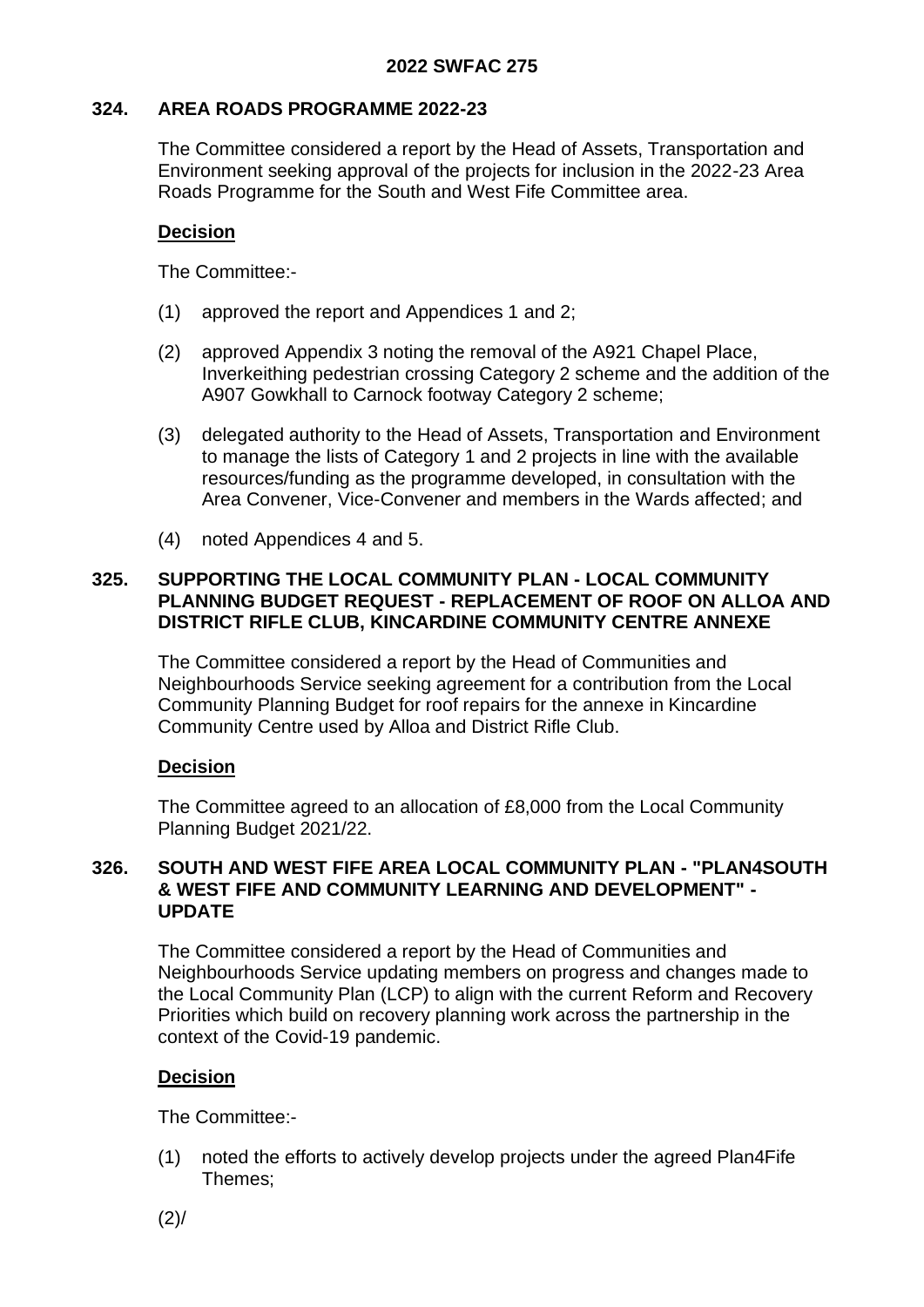### 324. AREA ROADS PROGRAMME 2022-23

The Committee considered a report by the Head of Assets, Transportation and Environment seeking approval of the projects for inclusion in the 2022-23 Area Roads Programme for the South and West Fife Committee area.

**Decision**

The Committee:-

(1) approved the report and Appendices 1 and 2;

(2) approved Appendix 3 noting the removal of the A921 Chapel Place, Inverkeithing pedestrian crossing Category 2 scheme and the addition of the A907 Gowkhall to Carnock footway Category 2 scheme;

(3) delegated authority to the Head of Assets, Transportation and Environment to manage the lists of Category 1 and 2 projects in line with the available resources/funding as the programme developed, in consultation with the Area Convener, Vice-Convener and members in the Wards affected; and

(4) noted Appendices 4 and 5.

### 325. SUPPORTING THE LOCAL COMMUNITY PLAN - LOCAL COMMUNITY PLANNING BUDGET REQUEST - REPLACEMENT OF ROOF ON ALLOA AND DISTRICT RIFLE CLUB, KINCARDINE COMMUNITY CENTRE ANNEXE

The Committee considered a report by the Head of Communities and Neighbourhoods Service seeking agreement for a contribution from the Local Community Planning Budget for roof repairs for the annexe in Kincardine Community Centre used by Alloa and District Rifle Club.

**Decision**

The Committee agreed to an allocation of £8,000 from the Local Community Planning Budget 2021/22.

### 326. SOUTH AND WEST FIFE AREA LOCAL COMMUNITY PLAN - "PLAN4SOUTH & WEST FIFE AND COMMUNITY LEARNING AND DEVELOPMENT" - UPDATE

The Committee considered a report by the Head of Communities and Neighbourhoods Service updating members on progress and changes made to the Local Community Plan (LCP) to align with the current Reform and Recovery Priorities which build on recovery planning work across the partnership in the context of the Covid-19 pandemic.

**Decision**

The Committee:-

(1) noted the efforts to actively develop projects under the agreed Plan4Fife Themes;

(2)/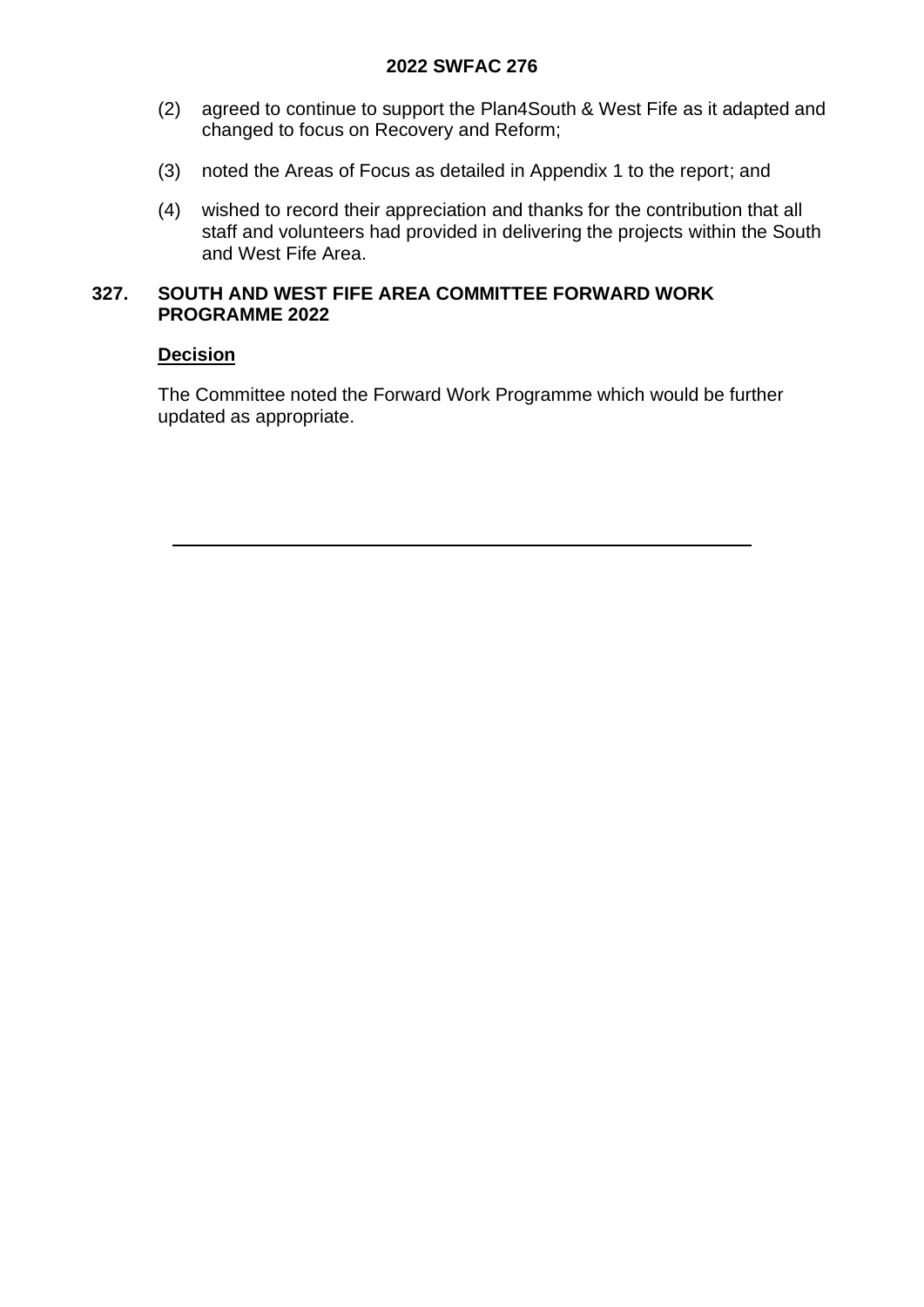(2) agreed to continue to support the Plan4South & West Fife as it adapted and changed to focus on Recovery and Reform;

(3) noted the Areas of Focus as detailed in Appendix 1 to the report; and

(4) wished to record their appreciation and thanks for the contribution that all staff and volunteers had provided in delivering the projects within the South and West Fife Area.

## 327. SOUTH AND WEST FIFE AREA COMMITTEE FORWARD WORK PROGRAMME 2022

**Decision**

The Committee noted the Forward Work Programme which would be further updated as appropriate.